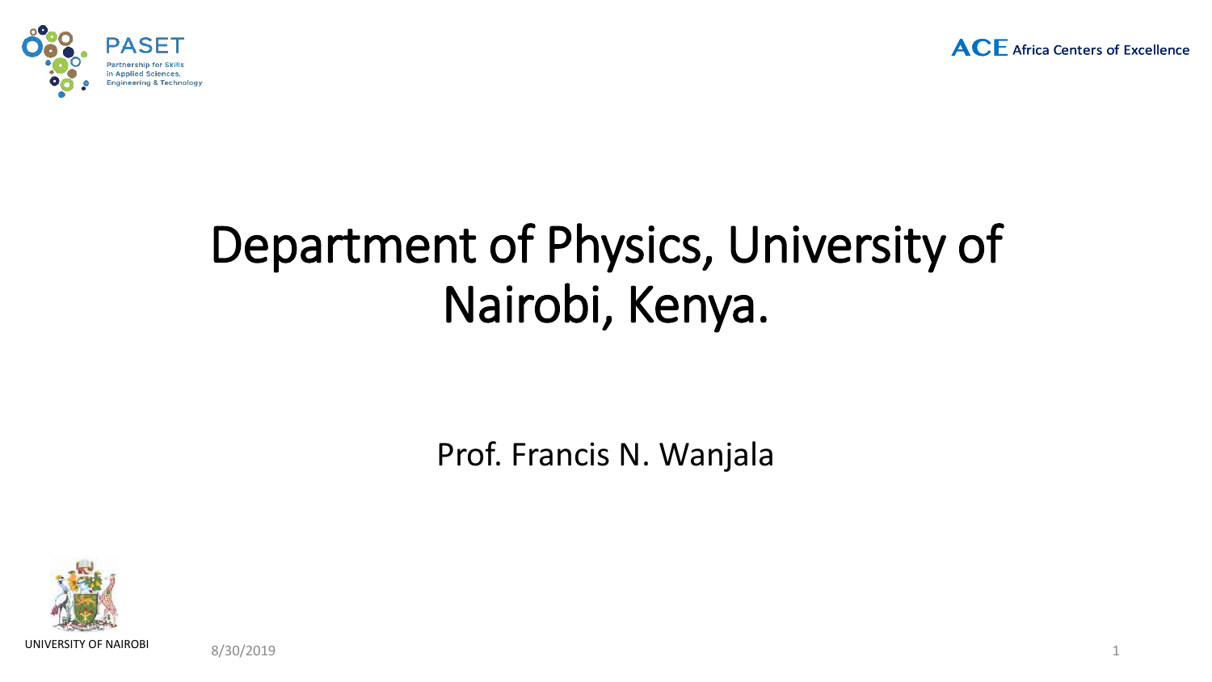PASET

Partnership for Skills in Applied Sciences, Engineering & Technology

ACE Africa Centers of Excellence

# Department of Physics, University of Nairobi, Kenya.

Prof. Francis N. Wanjala

UNIVERSITY OF NAIROBI

8/30/2019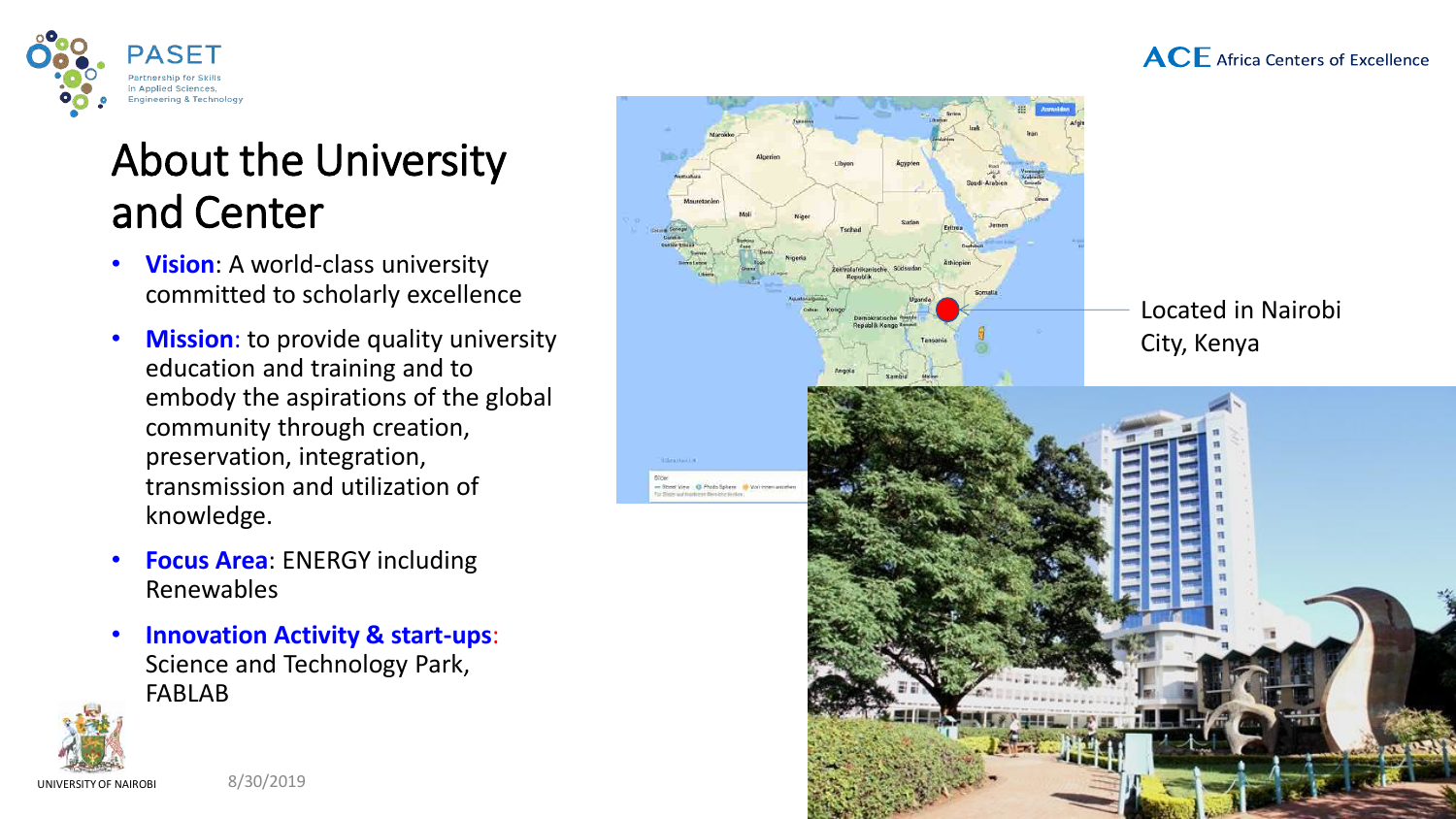# About the University and Center

- **Vision**: A world-class university committed to scholarly excellence
- **Mission**: to provide quality university education and training and to embody the aspirations of the global community through creation, preservation, integration, transmission and utilization of knowledge.
- **Focus Area**: ENERGY including Renewables
- **Innovation Activity & start-ups**: Science and Technology Park, FABLAB

Located in Nairobi City, Kenya

UNIVERSITY OF NAIROBI

8/30/2019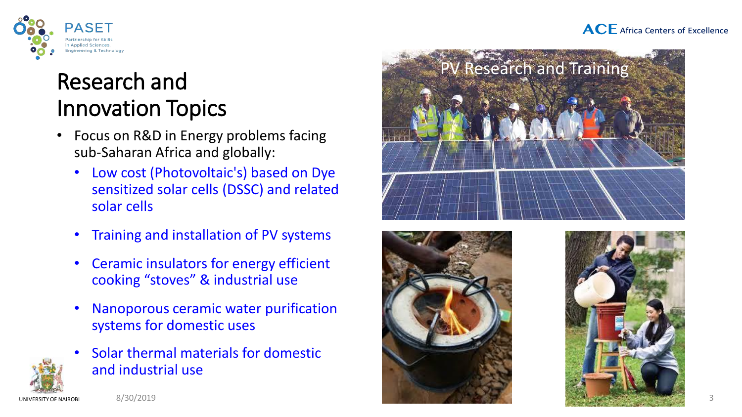# Research and Innovation Topics

- Focus on R&D in Energy problems facing sub-Saharan Africa and globally:
  - Low cost (Photovoltaic's) based on Dye sensitized solar cells (DSSC) and related solar cells
  - Training and installation of PV systems
  - Ceramic insulators for energy efficient cooking “stoves” & industrial use
  - Nanoporous ceramic water purification systems for domestic uses
  - Solar thermal materials for domestic and industrial use

PV Research and Training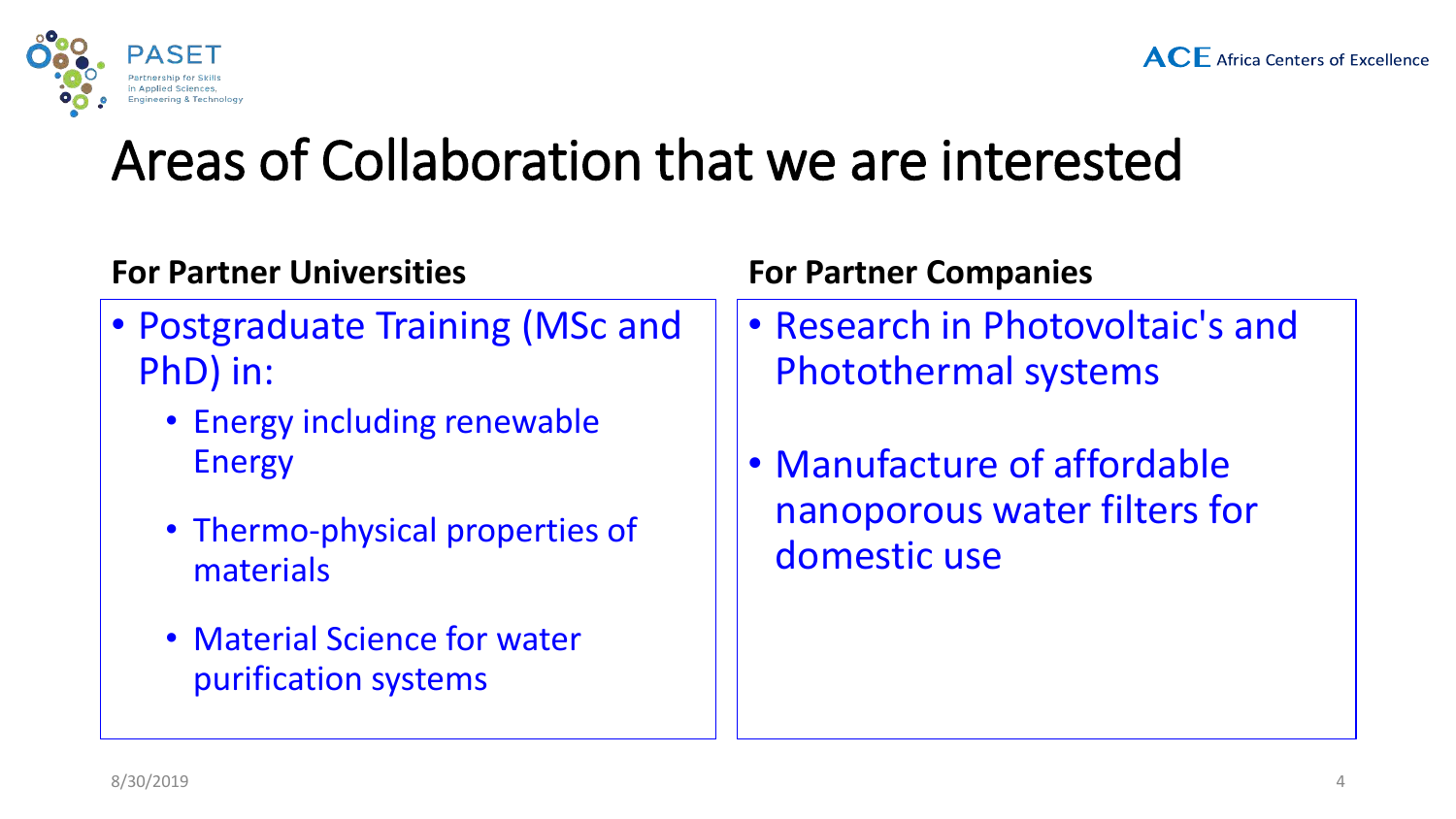# Areas of Collaboration that we are interested

**For Partner Universities**

- Postgraduate Training (MSc and PhD) in:
  - Energy including renewable Energy
  - Thermo-physical properties of materials
  - Material Science for water purification systems

**For Partner Companies**

- Research in Photovoltaic's and Photothermal systems
- Manufacture of affordable nanoporous water filters for domestic use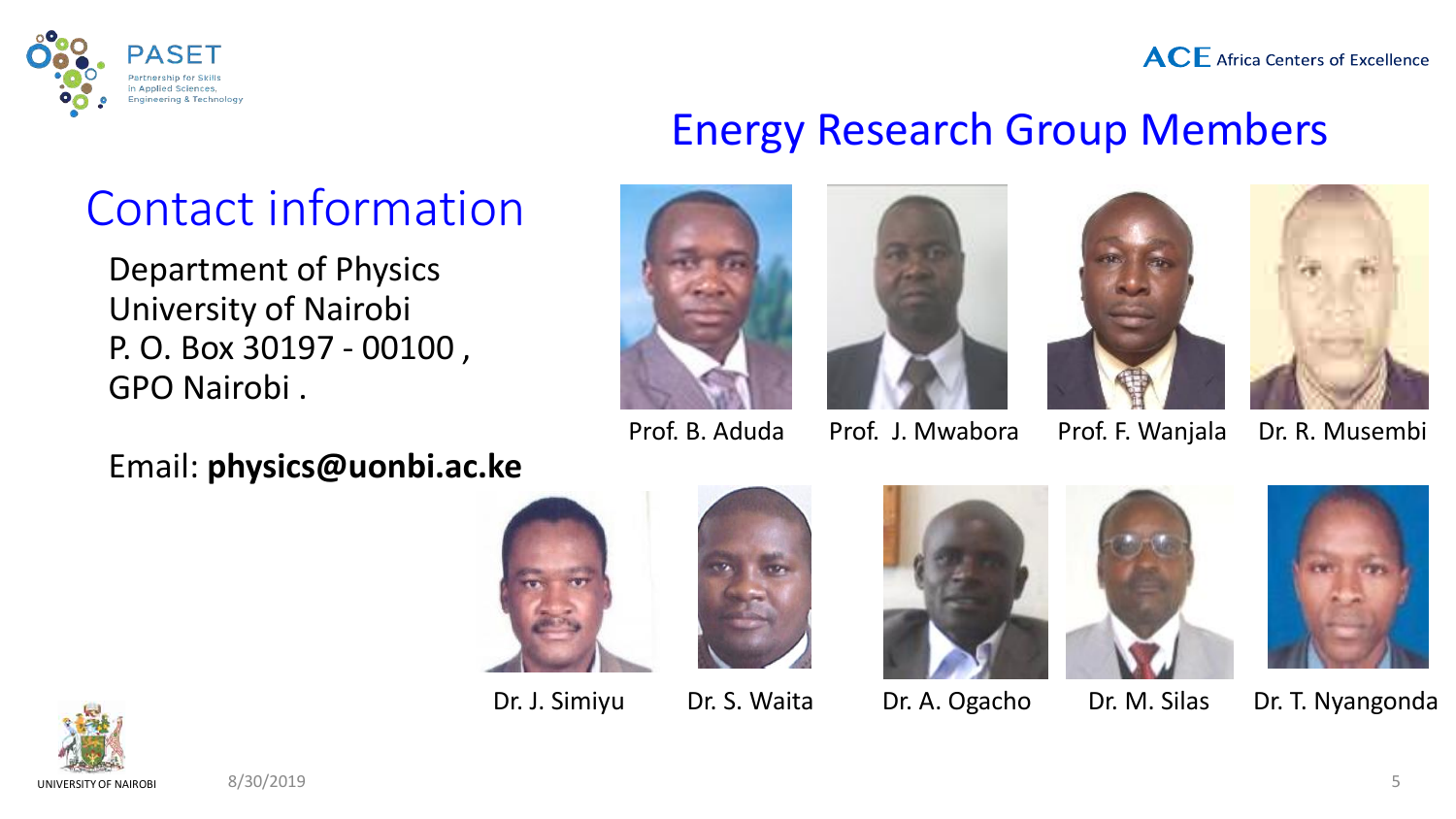# Energy Research Group Members

## Contact information

Department of Physics
University of Nairobi
P. O. Box 30197 - 00100 ,
GPO Nairobi .

Email: **physics@uonbi.ac.ke**

Prof. B. Aduda

Prof. J. Mwabora

Prof. F. Wanjala

Dr. R. Musembi

Dr. J. Simiyu

Dr. S. Waita

Dr. A. Ogacho

Dr. M. Silas

Dr. T. Nyangonda